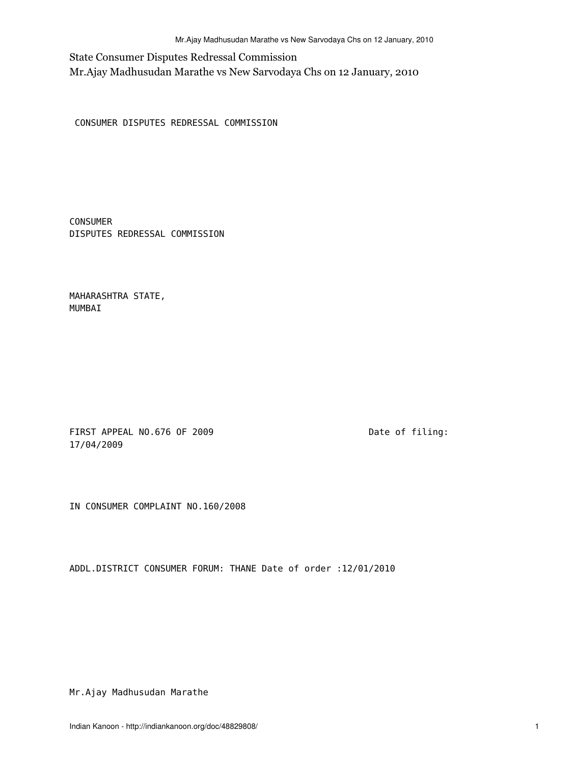State Consumer Disputes Redressal Commission
Mr.Ajay Madhusudan Marathe vs New Sarvodaya Chs on 12 January, 2010

CONSUMER DISPUTES REDRESSAL COMMISSION

CONSUMER
DISPUTES REDRESSAL COMMISSION

MAHARASHTRA STATE,
MUMBAI

FIRST APPEAL NO.676 OF 2009 Date of filing:
17/04/2009

IN CONSUMER COMPLAINT NO.160/2008

ADDL.DISTRICT CONSUMER FORUM: THANE Date of order :12/01/2010

Mr.Ajay Madhusudan Marathe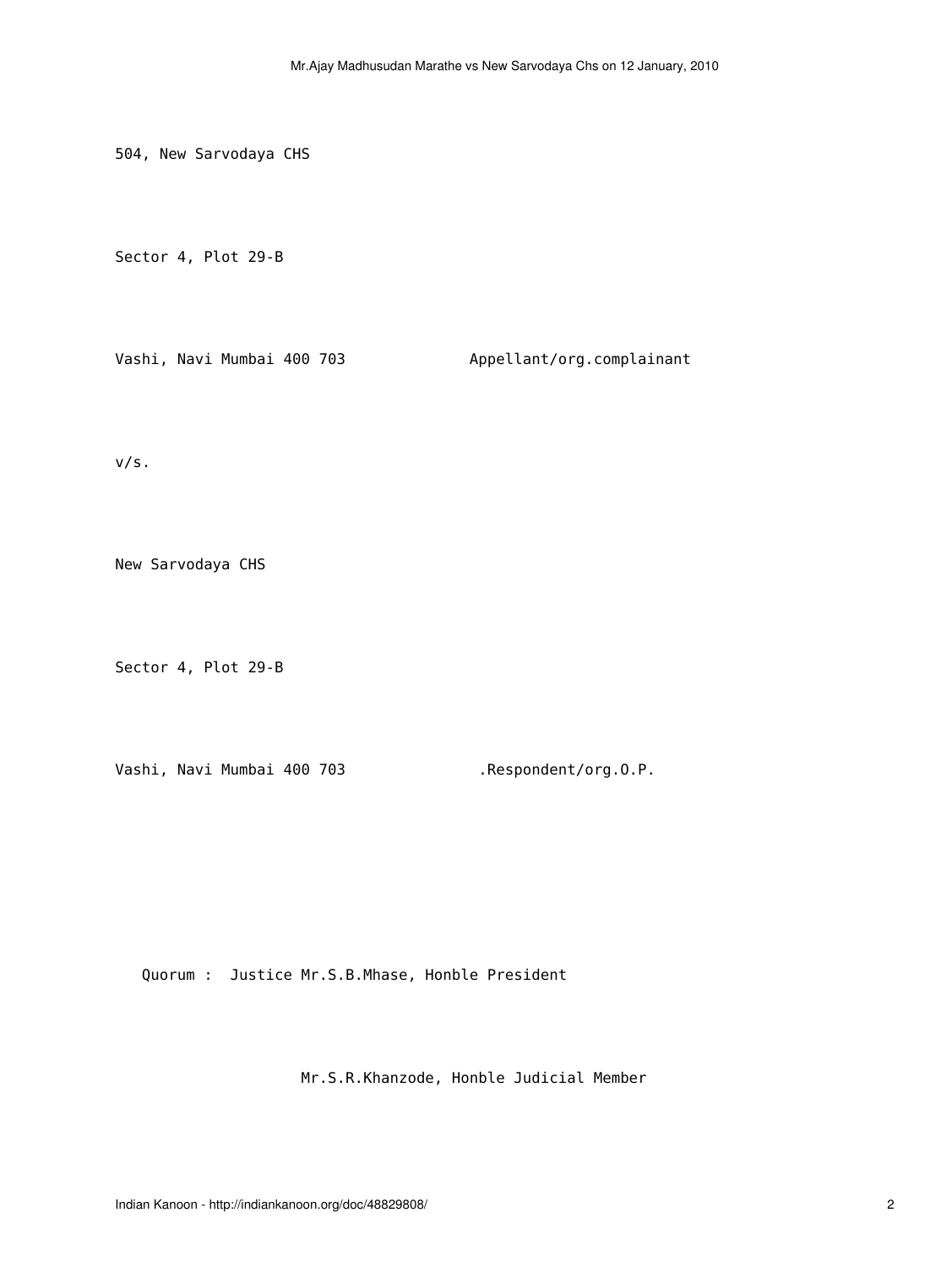504, New Sarvodaya CHS

Sector 4, Plot 29-B

Vashi, Navi Mumbai 400 703 Appellant/org.complainant

v/s.

New Sarvodaya CHS

Sector 4, Plot 29-B

Vashi, Navi Mumbai 400 703 .Respondent/org.O.P.

Quorum : Justice Mr.S.B.Mhase, Honble President

Mr.S.R.Khanzode, Honble Judicial Member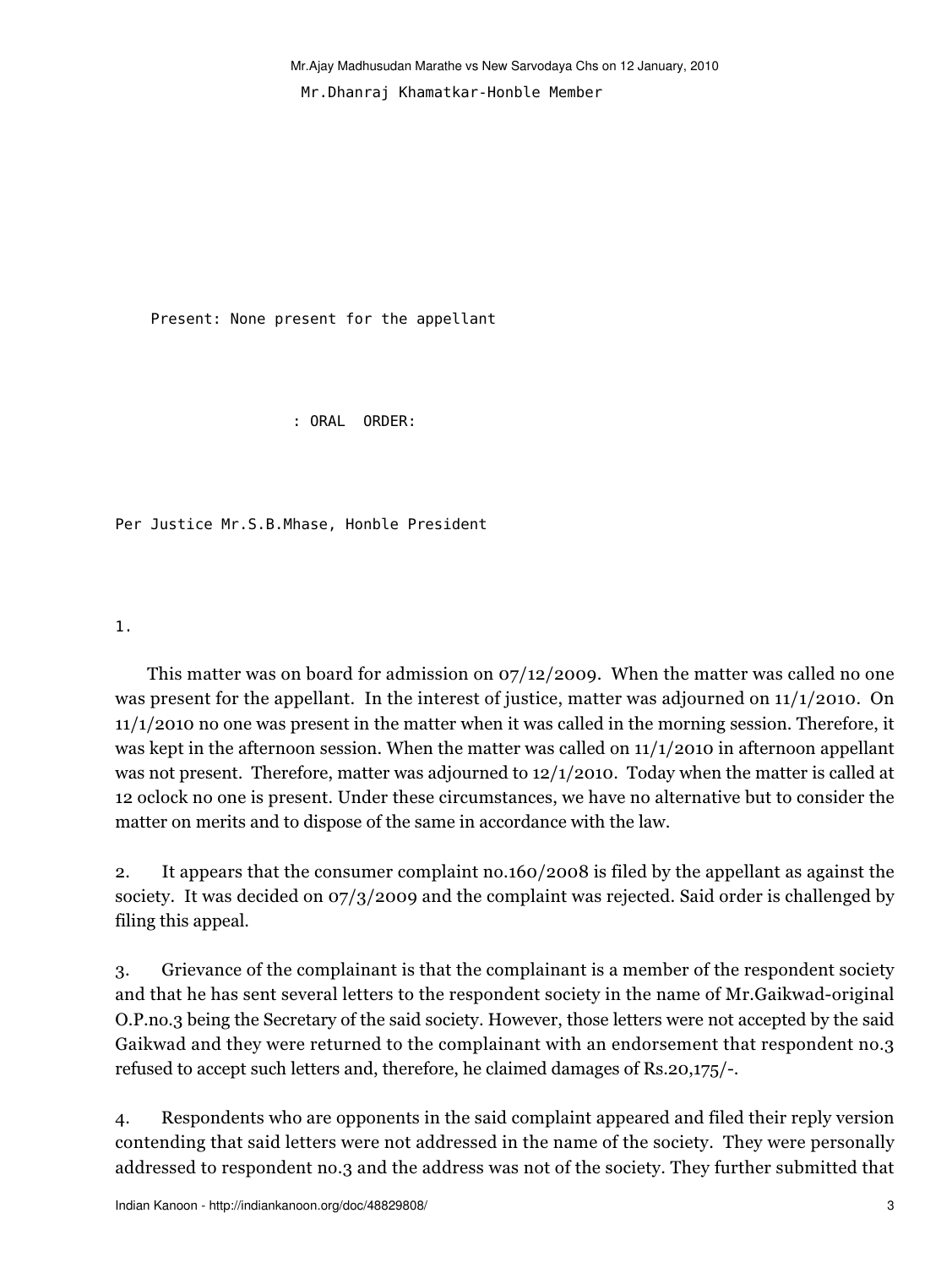Mr.Dhanraj Khamatkar-Honble Member

Present: None present for the appellant

: ORAL ORDER:

Per Justice Mr.S.B.Mhase, Honble President

1.

This matter was on board for admission on 07/12/2009. When the matter was called no one was present for the appellant. In the interest of justice, matter was adjourned on 11/1/2010. On 11/1/2010 no one was present in the matter when it was called in the morning session. Therefore, it was kept in the afternoon session. When the matter was called on 11/1/2010 in afternoon appellant was not present. Therefore, matter was adjourned to 12/1/2010. Today when the matter is called at 12 oclock no one is present. Under these circumstances, we have no alternative but to consider the matter on merits and to dispose of the same in accordance with the law.

2. It appears that the consumer complaint no.160/2008 is filed by the appellant as against the society. It was decided on 07/3/2009 and the complaint was rejected. Said order is challenged by filing this appeal.

3. Grievance of the complainant is that the complainant is a member of the respondent society and that he has sent several letters to the respondent society in the name of Mr.Gaikwad-original O.P.no.3 being the Secretary of the said society. However, those letters were not accepted by the said Gaikwad and they were returned to the complainant with an endorsement that respondent no.3 refused to accept such letters and, therefore, he claimed damages of Rs.20,175/-.

4. Respondents who are opponents in the said complaint appeared and filed their reply version contending that said letters were not addressed in the name of the society. They were personally addressed to respondent no.3 and the address was not of the society. They further submitted that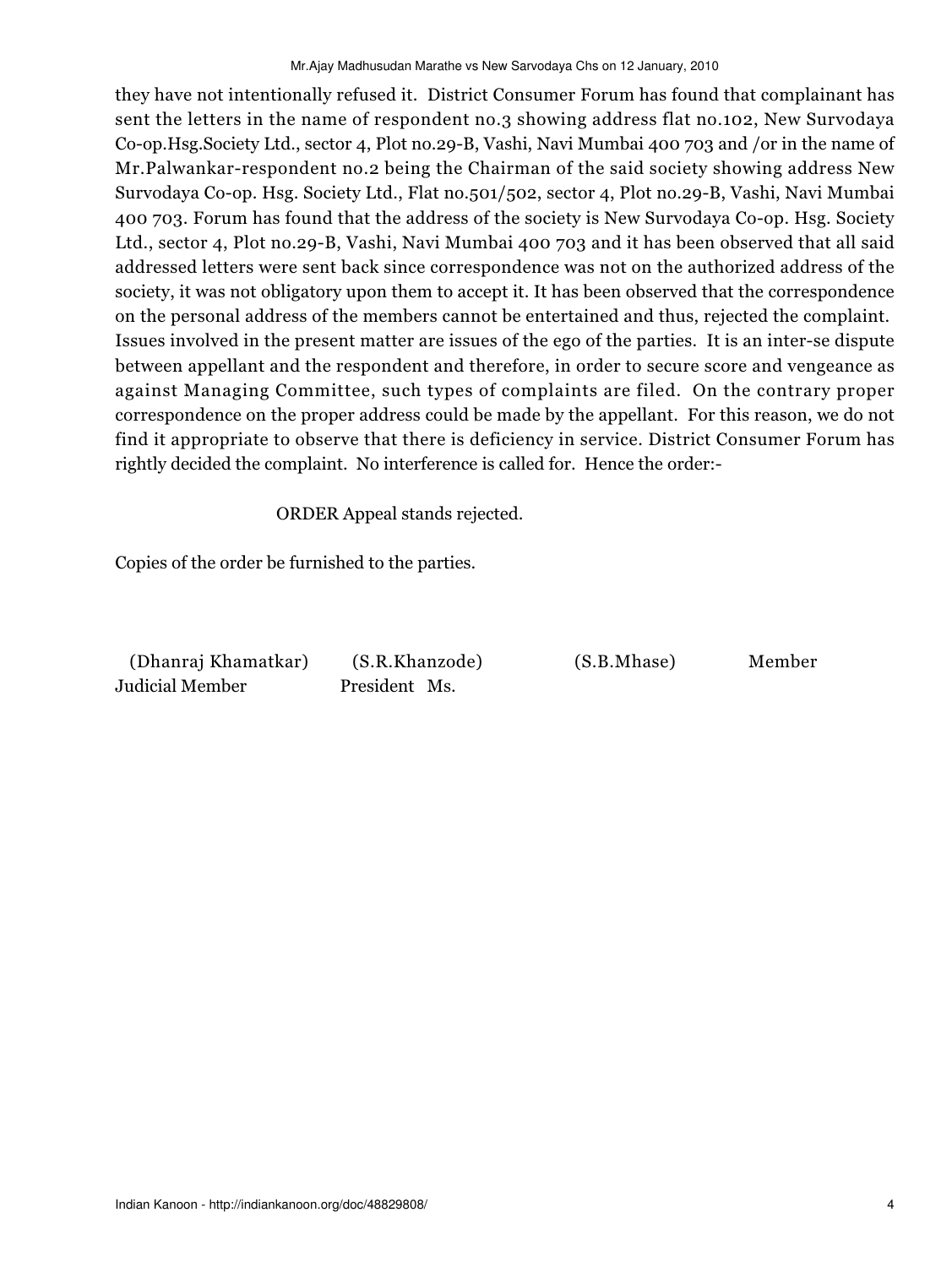they have not intentionally refused it. District Consumer Forum has found that complainant has sent the letters in the name of respondent no.3 showing address flat no.102, New Survodaya Co-op.Hsg.Society Ltd., sector 4, Plot no.29-B, Vashi, Navi Mumbai 400 703 and /or in the name of Mr.Palwankar-respondent no.2 being the Chairman of the said society showing address New Survodaya Co-op. Hsg. Society Ltd., Flat no.501/502, sector 4, Plot no.29-B, Vashi, Navi Mumbai 400 703. Forum has found that the address of the society is New Survodaya Co-op. Hsg. Society Ltd., sector 4, Plot no.29-B, Vashi, Navi Mumbai 400 703 and it has been observed that all said addressed letters were sent back since correspondence was not on the authorized address of the society, it was not obligatory upon them to accept it. It has been observed that the correspondence on the personal address of the members cannot be entertained and thus, rejected the complaint. Issues involved in the present matter are issues of the ego of the parties. It is an inter-se dispute between appellant and the respondent and therefore, in order to secure score and vengeance as against Managing Committee, such types of complaints are filed. On the contrary proper correspondence on the proper address could be made by the appellant. For this reason, we do not find it appropriate to observe that there is deficiency in service. District Consumer Forum has rightly decided the complaint. No interference is called for. Hence the order:-

ORDER Appeal stands rejected.

Copies of the order be furnished to the parties.

(Dhanraj Khamatkar) (S.R.Khanzode) (S.B.Mhase) Member Judicial Member President Ms.